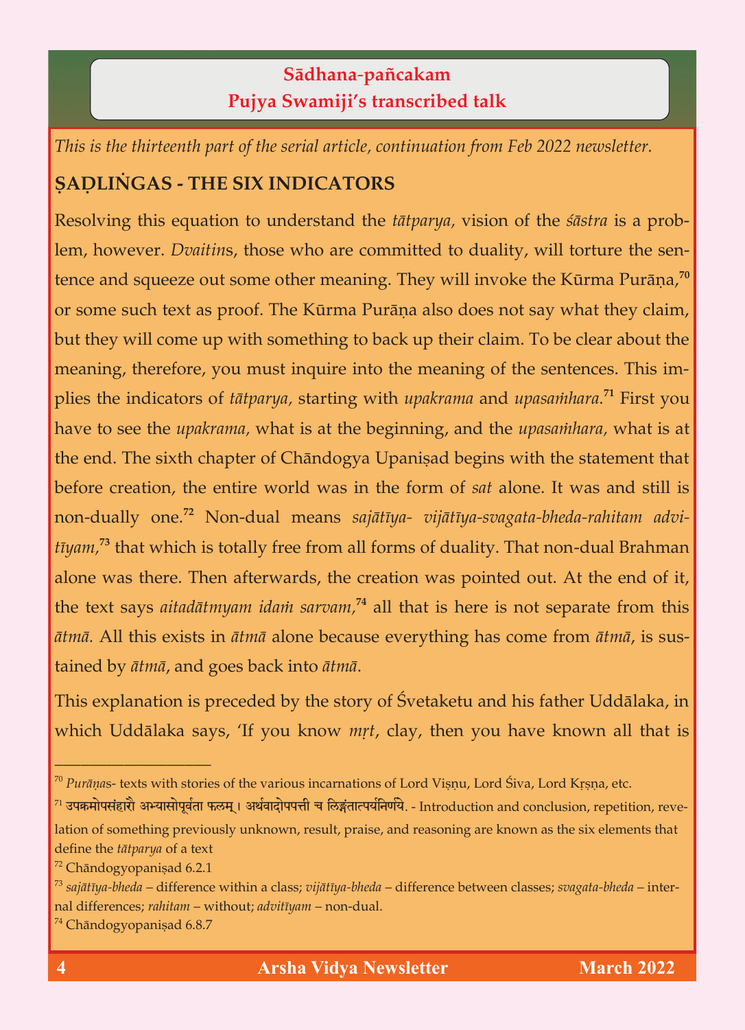**Sādhana-pañcakam**
**Pujya Swamiji's transcribed talk**

*This is the thirteenth part of the serial article, continuation from Feb 2022 newsletter.*

## ṢAḌLIṄGAS - THE SIX INDICATORS

Resolving this equation to understand the *tātparya,* vision of the *śāstra* is a problem, however. *Dvaitin*s, those who are committed to duality, will torture the sentence and squeeze out some other meaning. They will invoke the Kūrma Purāṇa,[70] or some such text as proof. The Kūrma Purāṇa also does not say what they claim, but they will come up with something to back up their claim. To be clear about the meaning, therefore, you must inquire into the meaning of the sentences. This implies the indicators of *tātparya,* starting with *upakrama* and *upasaṁhara.*[71] First you have to see the *upakrama,* what is at the beginning, and the *upasaṁhara,* what is at the end. The sixth chapter of Chāndogya Upaniṣad begins with the statement that before creation, the entire world was in the form of *sat* alone. It was and still is non-dually one.[72] Non-dual means *sajātīya- vijātīya-svagata-bheda-rahitam advitīyam,*[73] that which is totally free from all forms of duality. That non-dual Brahman alone was there. Then afterwards, the creation was pointed out. At the end of it, the text says *aitadātmyam idaṁ sarvam,*[74] all that is here is not separate from this *ātmā.* All this exists in *ātmā* alone because everything has come from *ātmā*, is sustained by *ātmā*, and goes back into *ātmā*.

This explanation is preceded by the story of Śvetaketu and his father Uddālaka, in which Uddālaka says, 'If you know *mṛt*, clay, then you have known all that is

---

[70] *Purāṇa*s- texts with stories of the various incarnations of Lord Viṣṇu, Lord Śiva, Lord Kṛṣṇa, etc.

[71] उपक्रमोपसंहारौ अभ्यासोपूर्वता फलम्। अर्थवादोपपत्ती च लिङ्गंतात्पर्यनिर्णये. - Introduction and conclusion, repetition, revelation of something previously unknown, result, praise, and reasoning are known as the six elements that define the *tātparya* of a text

[72] Chāndogyopaniṣad 6.2.1

[73] *sajātīya-bheda* – difference within a class; *vijātīya-bheda* – difference between classes; *svagata-bheda* – internal differences; *rahitam* – without; *advitīyam* – non-dual.

[74] Chāndogyopaniṣad 6.8.7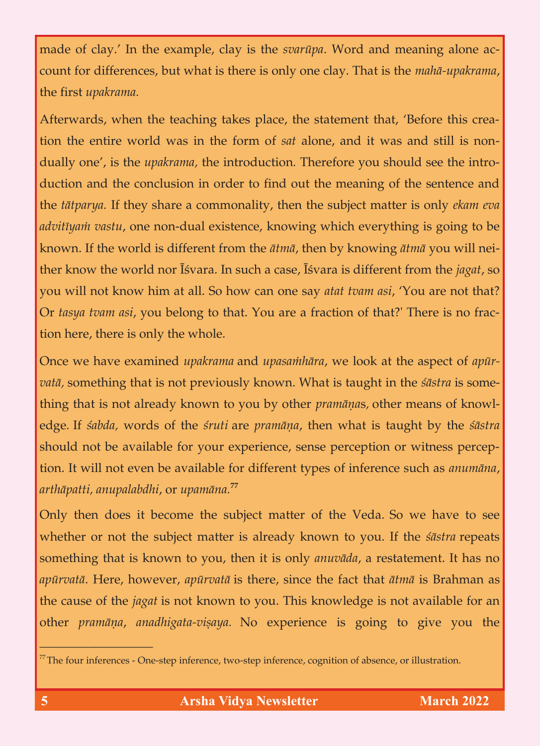made of clay.' In the example, clay is the *svarūpa*. Word and meaning alone account for differences, but what is there is only one clay. That is the *mahā-upakrama*, the first *upakrama.*

Afterwards, when the teaching takes place, the statement that, 'Before this creation the entire world was in the form of *sat* alone, and it was and still is nondually one', is the *upakrama,* the introduction. Therefore you should see the introduction and the conclusion in order to find out the meaning of the sentence and the *tātparya.* If they share a commonality, then the subject matter is only *ekam eva advitīyaṁ vastu*, one non-dual existence, knowing which everything is going to be known. If the world is different from the *ātmā*, then by knowing *ātmā* you will neither know the world nor Īśvara. In such a case, Īśvara is different from the *jagat*, so you will not know him at all. So how can one say *atat tvam asi*, 'You are not that? Or *tasya tvam asi*, you belong to that. You are a fraction of that?' There is no fraction here, there is only the whole.

Once we have examined *upakrama* and *upasaṁhāra*, we look at the aspect of *apūrvatā,* something that is not previously known. What is taught in the *śāstra* is something that is not already known to you by other *pramāṇas,* other means of knowledge. If *śabda,* words of the *śruti* are *pramāṇa*, then what is taught by the *śāstra* should not be available for your experience, sense perception or witness perception. It will not even be available for different types of inference such as *anumāna*, *arthāpatti, anupalabdhi*, or *upamāna.*[77]

Only then does it become the subject matter of the Veda. So we have to see whether or not the subject matter is already known to you. If the *śāstra* repeats something that is known to you, then it is only *anuvāda*, a restatement. It has no *apūrvatā*. Here, however, *apūrvatā* is there, since the fact that *ātmā* is Brahman as the cause of the *jagat* is not known to you. This knowledge is not available for an other *pramāṇa, anadhigata-viṣaya.* No experience is going to give you the

[77] The four inferences - One-step inference, two-step inference, cognition of absence, or illustration.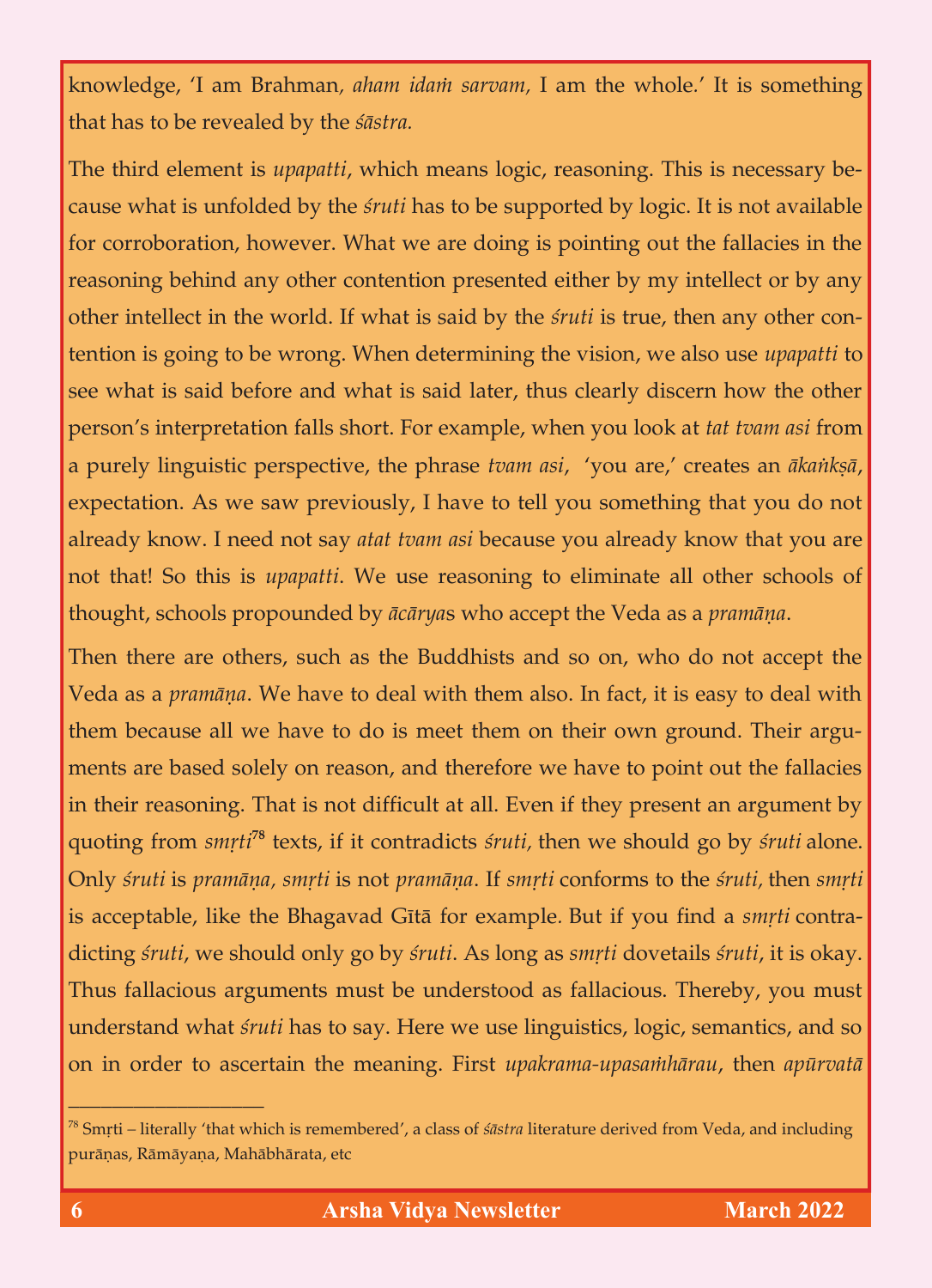knowledge, 'I am Brahman, *aham idaṁ sarvam,* I am the whole.' It is something that has to be revealed by the *śāstra.*

The third element is *upapatti*, which means logic, reasoning. This is necessary because what is unfolded by the *śruti* has to be supported by logic. It is not available for corroboration, however. What we are doing is pointing out the fallacies in the reasoning behind any other contention presented either by my intellect or by any other intellect in the world. If what is said by the *śruti* is true, then any other contention is going to be wrong. When determining the vision, we also use *upapatti* to see what is said before and what is said later, thus clearly discern how the other person's interpretation falls short. For example, when you look at *tat tvam asi* from a purely linguistic perspective, the phrase *tvam asi*, 'you are,' creates an *ākaṅkṣā*, expectation. As we saw previously, I have to tell you something that you do not already know. I need not say *atat tvam asi* because you already know that you are not that! So this is *upapatti*. We use reasoning to eliminate all other schools of thought, schools propounded by *ācārya*s who accept the Veda as a *pramāṇa*.

Then there are others, such as the Buddhists and so on, who do not accept the Veda as a *pramāṇa*. We have to deal with them also. In fact, it is easy to deal with them because all we have to do is meet them on their own ground. Their arguments are based solely on reason, and therefore we have to point out the fallacies in their reasoning. That is not difficult at all. Even if they present an argument by quoting from *smṛti*[78] texts, if it contradicts *śruti*, then we should go by *śruti* alone. Only *śruti* is *pramāṇa, smṛti* is not *pramāṇa*. If *smṛti* conforms to the *śruti*, then *smṛti* is acceptable, like the Bhagavad Gītā for example. But if you find a *smṛti* contradicting *śruti*, we should only go by *śruti*. As long as *smṛti* dovetails *śruti*, it is okay. Thus fallacious arguments must be understood as fallacious. Thereby, you must understand what *śruti* has to say. Here we use linguistics, logic, semantics, and so on in order to ascertain the meaning. First *upakrama-upasaṁhārau*, then *apūrvatā*

---

[78] Smṛti – literally 'that which is remembered', a class of *śāstra* literature derived from Veda, and including purāṇas, Rāmāyaṇa, Mahābhārata, etc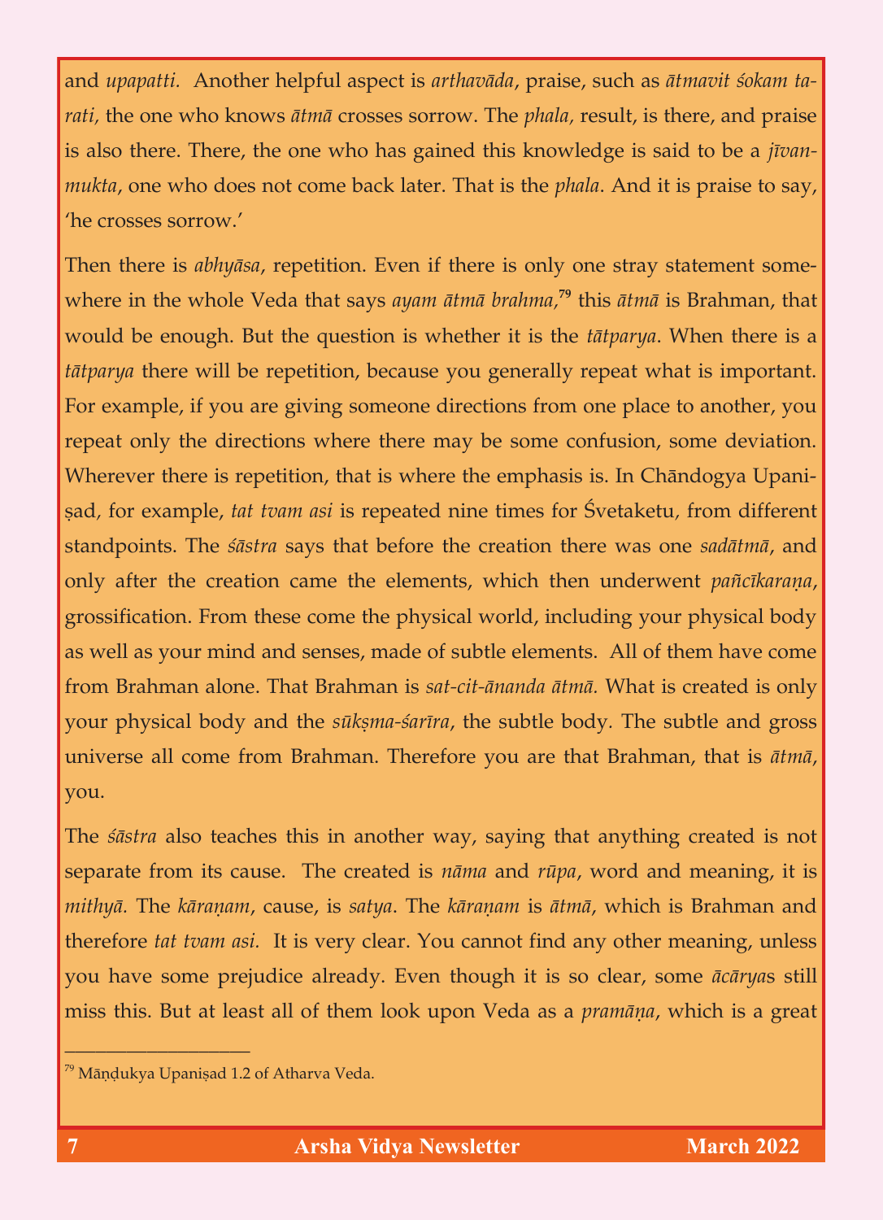and *upapatti.* Another helpful aspect is *arthavāda*, praise, such as *ātmavit śokam tarati,* the one who knows *ātmā* crosses sorrow. The *phala,* result, is there, and praise is also there. There, the one who has gained this knowledge is said to be a *jīvanmukta*, one who does not come back later. That is the *phala*. And it is praise to say, 'he crosses sorrow.'

Then there is *abhyāsa*, repetition. Even if there is only one stray statement somewhere in the whole Veda that says *ayam ātmā brahma,*[79] this *ātmā* is Brahman, that would be enough. But the question is whether it is the *tātparya*. When there is a *tātparya* there will be repetition, because you generally repeat what is important. For example, if you are giving someone directions from one place to another, you repeat only the directions where there may be some confusion, some deviation. Wherever there is repetition, that is where the emphasis is. In Chāndogya Upaniṣad, for example, *tat tvam asi* is repeated nine times for Śvetaketu, from different standpoints. The *śāstra* says that before the creation there was one *sadātmā*, and only after the creation came the elements, which then underwent *pañcīkaraṇa*, grossification. From these come the physical world, including your physical body as well as your mind and senses, made of subtle elements. All of them have come from Brahman alone. That Brahman is *sat-cit-ānanda ātmā.* What is created is only your physical body and the *sūkṣma-śarīra*, the subtle body. The subtle and gross universe all come from Brahman. Therefore you are that Brahman, that is *ātmā*, you.

The *śāstra* also teaches this in another way, saying that anything created is not separate from its cause. The created is *nāma* and *rūpa*, word and meaning, it is *mithyā.* The *kāraṇam*, cause, is *satya*. The *kāraṇam* is *ātmā*, which is Brahman and therefore *tat tvam asi.* It is very clear. You cannot find any other meaning, unless you have some prejudice already. Even though it is so clear, some *ācārya*s still miss this. But at least all of them look upon Veda as a *pramāṇa*, which is a great

---

[79] Māṇḍukya Upaniṣad 1.2 of Atharva Veda.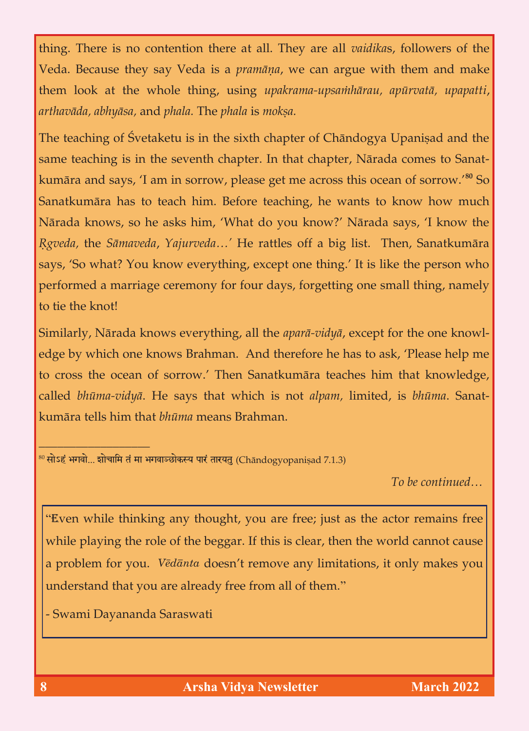thing. There is no contention there at all. They are all *vaidika*s, followers of the Veda. Because they say Veda is a *pramāṇa*, we can argue with them and make them look at the whole thing, using *upakrama-upsaṁhārau, apūrvatā, upapatti, arthavāda, abhyāsa*, and *phala.* The *phala* is *mokṣa.*

The teaching of Śvetaketu is in the sixth chapter of Chāndogya Upaniṣad and the same teaching is in the seventh chapter. In that chapter, Nārada comes to Sanatkumāra and says, 'I am in sorrow, please get me across this ocean of sorrow.'[80] So Sanatkumāra has to teach him. Before teaching, he wants to know how much Nārada knows, so he asks him, 'What do you know?' Nārada says, 'I know the *Ṛgveda*, the *Sāmaveda*, *Yajurveda…'* He rattles off a big list. Then, Sanatkumāra says, 'So what? You know everything, except one thing.' It is like the person who performed a marriage ceremony for four days, forgetting one small thing, namely to tie the knot!

Similarly, Nārada knows everything, all the *aparā-vidyā*, except for the one knowledge by which one knows Brahman. And therefore he has to ask, 'Please help me to cross the ocean of sorrow.' Then Sanatkumāra teaches him that knowledge, called *bhūma-vidyā*. He says that which is not *alpam,* limited, is *bhūma*. Sanatkumāra tells him that *bhūma* means Brahman.

---

[80] सोऽहं भगवो… शोचामि तं मा भगवाञ्छोकस्य पारं तारयतु (Chāndogyopaniṣad 7.1.3)

*To be continued…*

"Even while thinking any thought, you are free; just as the actor remains free while playing the role of the beggar. If this is clear, then the world cannot cause a problem for you. *Vēdānta* doesn't remove any limitations, it only makes you understand that you are already free from all of them."

- Swami Dayananda Saraswati